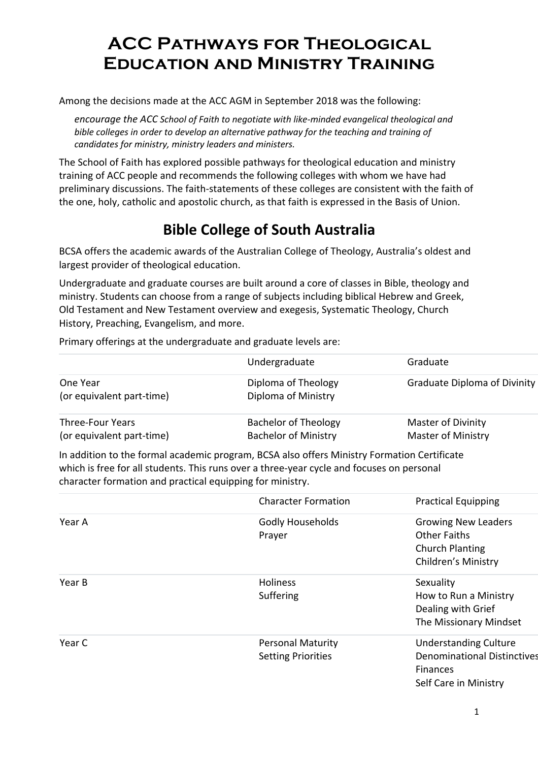# ACC Pathways for Theological Education and Ministry Training

Among the decisions made at the ACC AGM in September 2018 was the following:

> *encourage the ACC School of Faith to negotiate with like-minded evangelical theological and bible colleges in order to develop an alternative pathway for the teaching and training of candidates for ministry, ministry leaders and ministers.*

The School of Faith has explored possible pathways for theological education and ministry training of ACC people and recommends the following colleges with whom we have had preliminary discussions. The faith-statements of these colleges are consistent with the faith of the one, holy, catholic and apostolic church, as that faith is expressed in the Basis of Union.

## Bible College of South Australia

BCSA offers the academic awards of the Australian College of Theology, Australia's oldest and largest provider of theological education.

Undergraduate and graduate courses are built around a core of classes in Bible, theology and ministry. Students can choose from a range of subjects including biblical Hebrew and Greek, Old Testament and New Testament overview and exegesis, Systematic Theology, Church History, Preaching, Evangelism, and more.

Primary offerings at the undergraduate and graduate levels are:

| | Undergraduate | Graduate |
|---|---|---|
| One Year<br>(or equivalent part-time) | Diploma of Theology<br>Diploma of Ministry | Graduate Diploma of Divinity |
| Three-Four Years<br>(or equivalent part-time) | Bachelor of Theology<br>Bachelor of Ministry | Master of Divinity<br>Master of Ministry |

In addition to the formal academic program, BCSA also offers Ministry Formation Certificate which is free for all students. This runs over a three-year cycle and focuses on personal character formation and practical equipping for ministry.

| | Character Formation | Practical Equipping |
|---|---|---|
| Year A | Godly Households<br>Prayer | Growing New Leaders<br>Other Faiths<br>Church Planting<br>Children's Ministry |
| Year B | Holiness<br>Suffering | Sexuality<br>How to Run a Ministry<br>Dealing with Grief<br>The Missionary Mindset |
| Year C | Personal Maturity<br>Setting Priorities | Understanding Culture<br>Denominational Distinctives<br>Finances<br>Self Care in Ministry |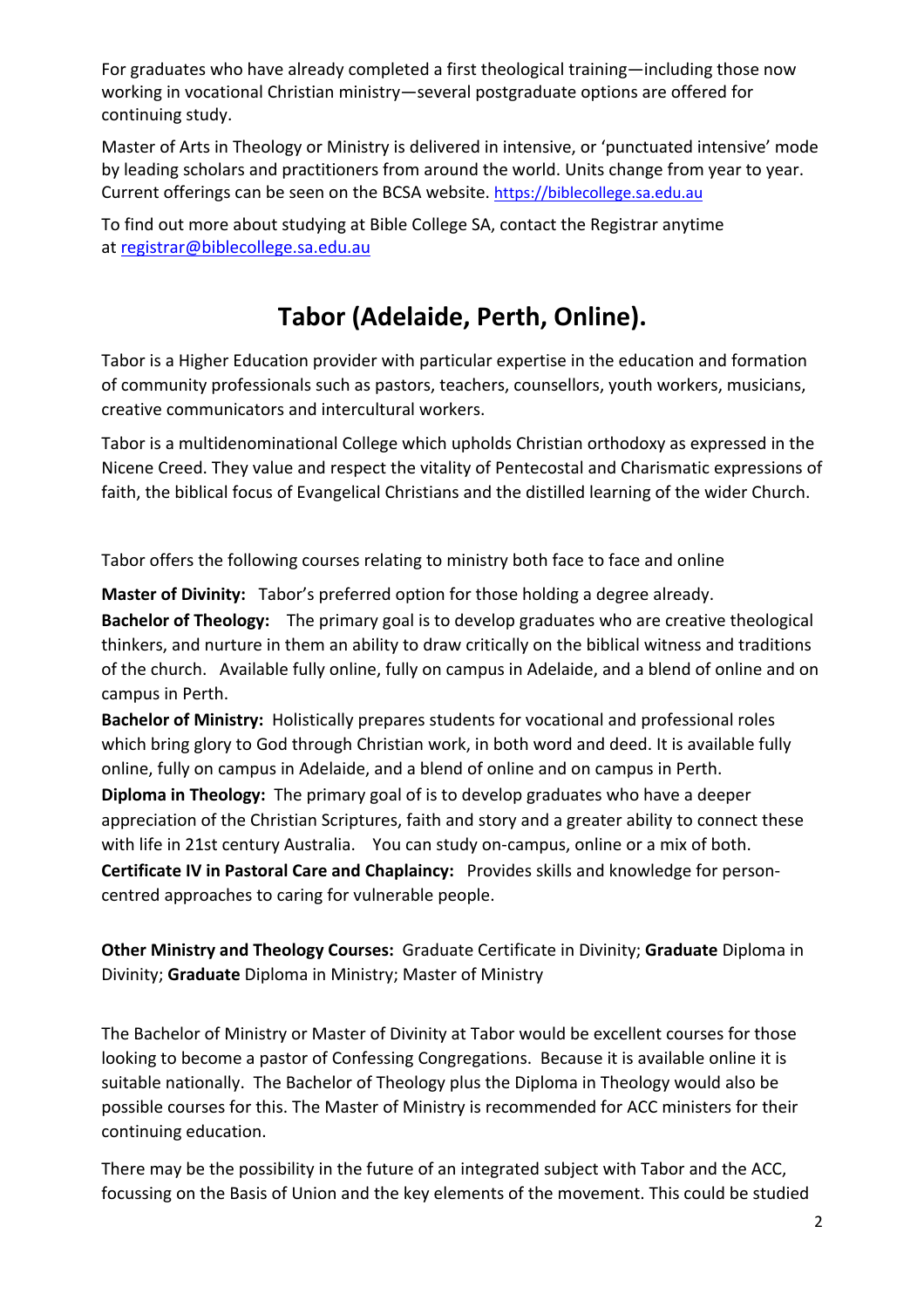For graduates who have already completed a first theological training—including those now working in vocational Christian ministry—several postgraduate options are offered for continuing study.

Master of Arts in Theology or Ministry is delivered in intensive, or 'punctuated intensive' mode by leading scholars and practitioners from around the world. Units change from year to year. Current offerings can be seen on the BCSA website. https://biblecollege.sa.edu.au

To find out more about studying at Bible College SA, contact the Registrar anytime at registrar@biblecollege.sa.edu.au

## Tabor (Adelaide, Perth, Online).

Tabor is a Higher Education provider with particular expertise in the education and formation of community professionals such as pastors, teachers, counsellors, youth workers, musicians, creative communicators and intercultural workers.

Tabor is a multidenominational College which upholds Christian orthodoxy as expressed in the Nicene Creed. They value and respect the vitality of Pentecostal and Charismatic expressions of faith, the biblical focus of Evangelical Christians and the distilled learning of the wider Church.

Tabor offers the following courses relating to ministry both face to face and online

**Master of Divinity:** Tabor's preferred option for those holding a degree already.
**Bachelor of Theology:** The primary goal is to develop graduates who are creative theological thinkers, and nurture in them an ability to draw critically on the biblical witness and traditions of the church. Available fully online, fully on campus in Adelaide, and a blend of online and on campus in Perth.
**Bachelor of Ministry:** Holistically prepares students for vocational and professional roles which bring glory to God through Christian work, in both word and deed. It is available fully online, fully on campus in Adelaide, and a blend of online and on campus in Perth.
**Diploma in Theology:** The primary goal of is to develop graduates who have a deeper appreciation of the Christian Scriptures, faith and story and a greater ability to connect these with life in 21st century Australia. You can study on-campus, online or a mix of both.
**Certificate IV in Pastoral Care and Chaplaincy:** Provides skills and knowledge for person-centred approaches to caring for vulnerable people.

**Other Ministry and Theology Courses:** Graduate Certificate in Divinity; **Graduate** Diploma in Divinity; **Graduate** Diploma in Ministry; Master of Ministry

The Bachelor of Ministry or Master of Divinity at Tabor would be excellent courses for those looking to become a pastor of Confessing Congregations. Because it is available online it is suitable nationally. The Bachelor of Theology plus the Diploma in Theology would also be possible courses for this. The Master of Ministry is recommended for ACC ministers for their continuing education.

There may be the possibility in the future of an integrated subject with Tabor and the ACC, focussing on the Basis of Union and the key elements of the movement. This could be studied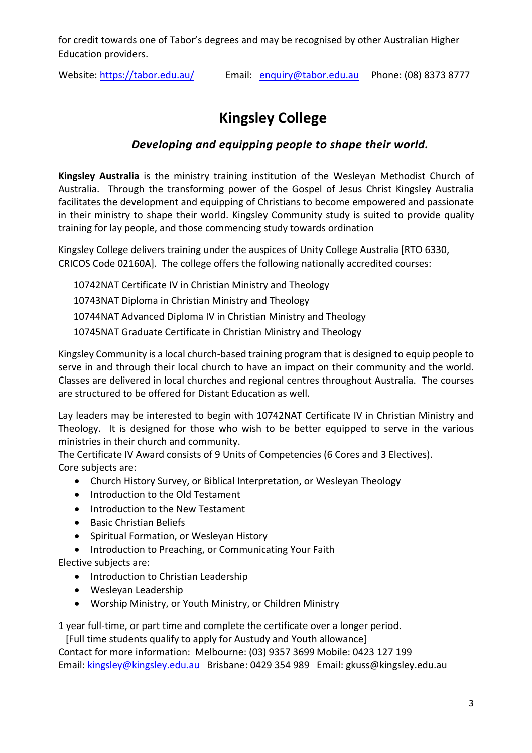for credit towards one of Tabor's degrees and may be recognised by other Australian Higher Education providers.

Website: https://tabor.edu.au/ Email: enquiry@tabor.edu.au Phone: (08) 8373 8777

# Kingsley College

### *Developing and equipping people to shape their world.*

**Kingsley Australia** is the ministry training institution of the Wesleyan Methodist Church of Australia. Through the transforming power of the Gospel of Jesus Christ Kingsley Australia facilitates the development and equipping of Christians to become empowered and passionate in their ministry to shape their world. Kingsley Community study is suited to provide quality training for lay people, and those commencing study towards ordination

Kingsley College delivers training under the auspices of Unity College Australia [RTO 6330, CRICOS Code 02160A]. The college offers the following nationally accredited courses:

10742NAT Certificate IV in Christian Ministry and Theology
10743NAT Diploma in Christian Ministry and Theology
10744NAT Advanced Diploma IV in Christian Ministry and Theology
10745NAT Graduate Certificate in Christian Ministry and Theology

Kingsley Community is a local church-based training program that is designed to equip people to serve in and through their local church to have an impact on their community and the world. Classes are delivered in local churches and regional centres throughout Australia. The courses are structured to be offered for Distant Education as well.

Lay leaders may be interested to begin with 10742NAT Certificate IV in Christian Ministry and Theology. It is designed for those who wish to be better equipped to serve in the various ministries in their church and community.
The Certificate IV Award consists of 9 Units of Competencies (6 Cores and 3 Electives).
Core subjects are:

- Church History Survey, or Biblical Interpretation, or Wesleyan Theology
- Introduction to the Old Testament
- Introduction to the New Testament
- Basic Christian Beliefs
- Spiritual Formation, or Wesleyan History
- Introduction to Preaching, or Communicating Your Faith

Elective subjects are:

- Introduction to Christian Leadership
- Wesleyan Leadership
- Worship Ministry, or Youth Ministry, or Children Ministry

1 year full-time, or part time and complete the certificate over a longer period.
[Full time students qualify to apply for Austudy and Youth allowance]
Contact for more information: Melbourne: (03) 9357 3699 Mobile: 0423 127 199
Email: kingsley@kingsley.edu.au Brisbane: 0429 354 989 Email: gkuss@kingsley.edu.au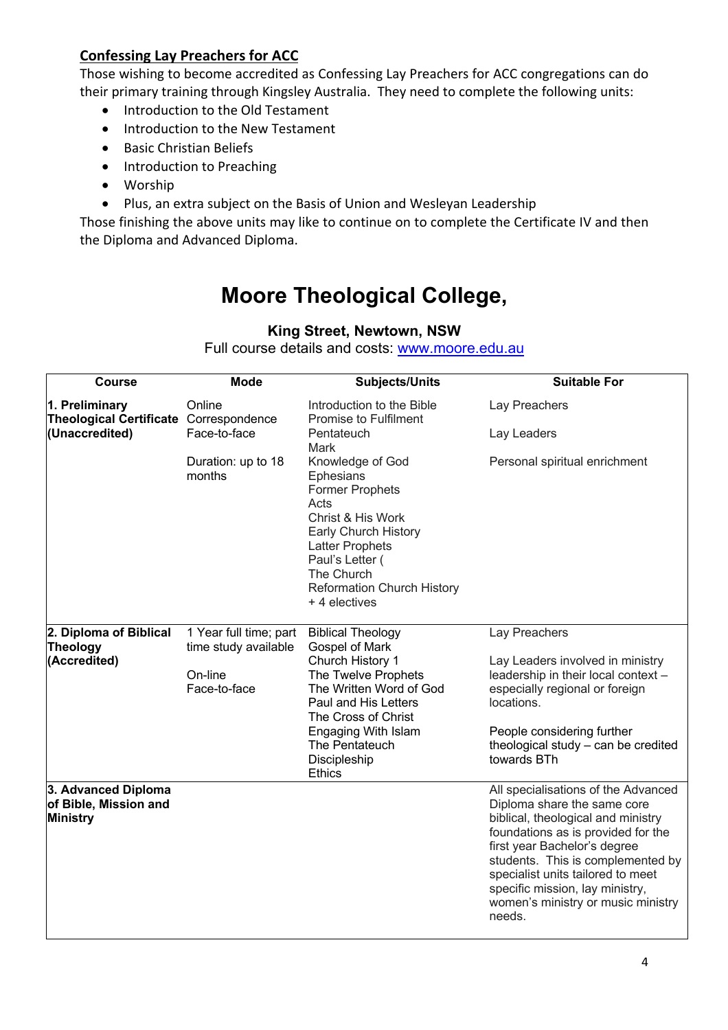## Confessing Lay Preachers for ACC

Those wishing to become accredited as Confessing Lay Preachers for ACC congregations can do their primary training through Kingsley Australia. They need to complete the following units:

- Introduction to the Old Testament
- Introduction to the New Testament
- Basic Christian Beliefs
- Introduction to Preaching
- Worship
- Plus, an extra subject on the Basis of Union and Wesleyan Leadership

Those finishing the above units may like to continue on to complete the Certificate IV and then the Diploma and Advanced Diploma.

# Moore Theological College,

**King Street, Newtown, NSW**

Full course details and costs: www.moore.edu.au

| Course | Mode | Subjects/Units | Suitable For |
|---|---|---|---|
| **1. Preliminary Theological Certificate (Unaccredited)** | Online<br>Correspondence<br>Face-to-face<br><br>Duration: up to 18 months | Introduction to the Bible<br>Promise to Fulfilment<br>Pentateuch<br>Mark<br>Knowledge of God<br>Ephesians<br>Former Prophets<br>Acts<br>Christ & His Work<br>Early Church History<br>Latter Prophets<br>Paul's Letter (<br>The Church<br>Reformation Church History<br>+ 4 electives | Lay Preachers<br><br>Lay Leaders<br><br>Personal spiritual enrichment |
| **2. Diploma of Biblical Theology (Accredited)** | 1 Year full time; part time study available<br><br>On-line<br>Face-to-face | Biblical Theology<br>Gospel of Mark<br>Church History 1<br>The Twelve Prophets<br>The Written Word of God<br>Paul and His Letters<br>The Cross of Christ<br>Engaging With Islam<br>The Pentateuch<br>Discipleship<br>Ethics | Lay Preachers<br><br>Lay Leaders involved in ministry leadership in their local context – especially regional or foreign locations.<br><br>People considering further theological study – can be credited towards BTh |
| **3. Advanced Diploma of Bible, Mission and Ministry** | | | All specialisations of the Advanced Diploma share the same core biblical, theological and ministry foundations as is provided for the first year Bachelor's degree students. This is complemented by specialist units tailored to meet specific mission, lay ministry, women's ministry or music ministry needs. |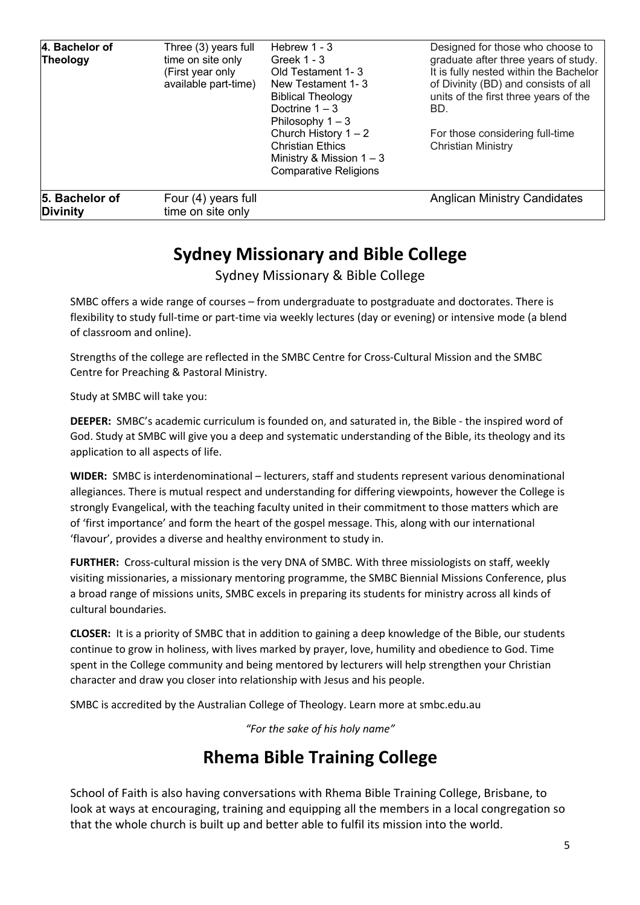| | | | |
|---|---|---|---|
| **4. Bachelor of Theology** | Three (3) years full time on site only (First year only available part-time) | Hebrew 1 - 3<br>Greek 1 - 3<br>Old Testament 1- 3<br>New Testament 1- 3<br>Biblical Theology<br>Doctrine 1 – 3<br>Philosophy 1 – 3<br>Church History 1 – 2<br>Christian Ethics<br>Ministry & Mission 1 – 3<br>Comparative Religions | Designed for those who choose to graduate after three years of study. It is fully nested within the Bachelor of Divinity (BD) and consists of all units of the first three years of the BD.<br><br>For those considering full-time Christian Ministry |
| **5. Bachelor of Divinity** | Four (4) years full time on site only | | Anglican Ministry Candidates |

# Sydney Missionary and Bible College

Sydney Missionary & Bible College

SMBC offers a wide range of courses – from undergraduate to postgraduate and doctorates. There is flexibility to study full-time or part-time via weekly lectures (day or evening) or intensive mode (a blend of classroom and online).

Strengths of the college are reflected in the SMBC Centre for Cross-Cultural Mission and the SMBC Centre for Preaching & Pastoral Ministry.

Study at SMBC will take you:

**DEEPER:** SMBC's academic curriculum is founded on, and saturated in, the Bible - the inspired word of God. Study at SMBC will give you a deep and systematic understanding of the Bible, its theology and its application to all aspects of life.

**WIDER:** SMBC is interdenominational – lecturers, staff and students represent various denominational allegiances. There is mutual respect and understanding for differing viewpoints, however the College is strongly Evangelical, with the teaching faculty united in their commitment to those matters which are of 'first importance' and form the heart of the gospel message. This, along with our international 'flavour', provides a diverse and healthy environment to study in.

**FURTHER:** Cross-cultural mission is the very DNA of SMBC. With three missiologists on staff, weekly visiting missionaries, a missionary mentoring programme, the SMBC Biennial Missions Conference, plus a broad range of missions units, SMBC excels in preparing its students for ministry across all kinds of cultural boundaries.

**CLOSER:** It is a priority of SMBC that in addition to gaining a deep knowledge of the Bible, our students continue to grow in holiness, with lives marked by prayer, love, humility and obedience to God. Time spent in the College community and being mentored by lecturers will help strengthen your Christian character and draw you closer into relationship with Jesus and his people.

SMBC is accredited by the Australian College of Theology. Learn more at smbc.edu.au

*"For the sake of his holy name"*

# Rhema Bible Training College

School of Faith is also having conversations with Rhema Bible Training College, Brisbane, to look at ways at encouraging, training and equipping all the members in a local congregation so that the whole church is built up and better able to fulfil its mission into the world.